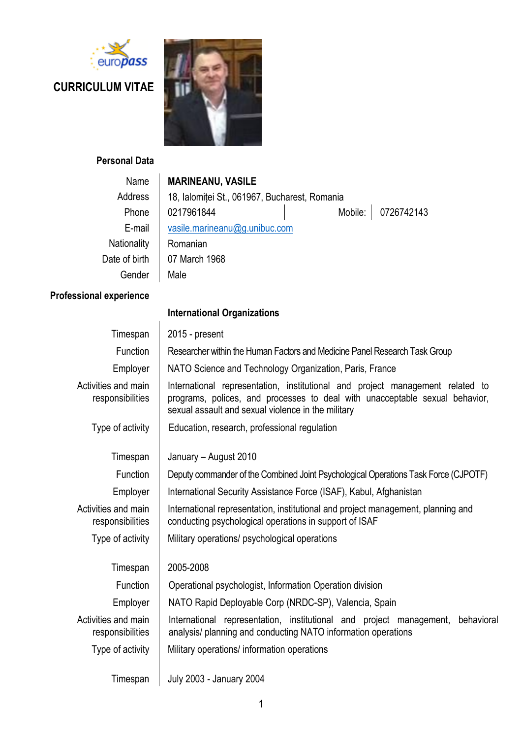# CURRICULUM VITAE

## Personal Data

| | |
|---|---|
| Name | **MARINEANU, VASILE** |
| Address | 18, Ialomiței St., 061967, Bucharest, Romania |
| Phone | 0217961844 — Mobile: 0726742143 |
| E-mail | vasile.marineanu@g.unibuc.com |
| Nationality | Romanian |
| Date of birth | 07 March 1968 |
| Gender | Male |

## Professional experience

### International Organizations

| | |
|---|---|
| Timespan | 2015 - present |
| Function | Researcher within the Human Factors and Medicine Panel Research Task Group |
| Employer | NATO Science and Technology Organization, Paris, France |
| Activities and main responsibilities | International representation, institutional and project management related to programs, polices, and processes to deal with unacceptable sexual behavior, sexual assault and sexual violence in the military |
| Type of activity | Education, research, professional regulation |

| | |
|---|---|
| Timespan | January – August 2010 |
| Function | Deputy commander of the Combined Joint Psychological Operations Task Force (CJPOTF) |
| Employer | International Security Assistance Force (ISAF), Kabul, Afghanistan |
| Activities and main responsibilities | International representation, institutional and project management, planning and conducting psychological operations in support of ISAF |
| Type of activity | Military operations/ psychological operations |

| | |
|---|---|
| Timespan | 2005-2008 |
| Function | Operational psychologist, Information Operation division |
| Employer | NATO Rapid Deployable Corp (NRDC-SP), Valencia, Spain |
| Activities and main responsibilities | International representation, institutional and project management, behavioral analysis/ planning and conducting NATO information operations |
| Type of activity | Military operations/ information operations |

| | |
|---|---|
| Timespan | July 2003 - January 2004 |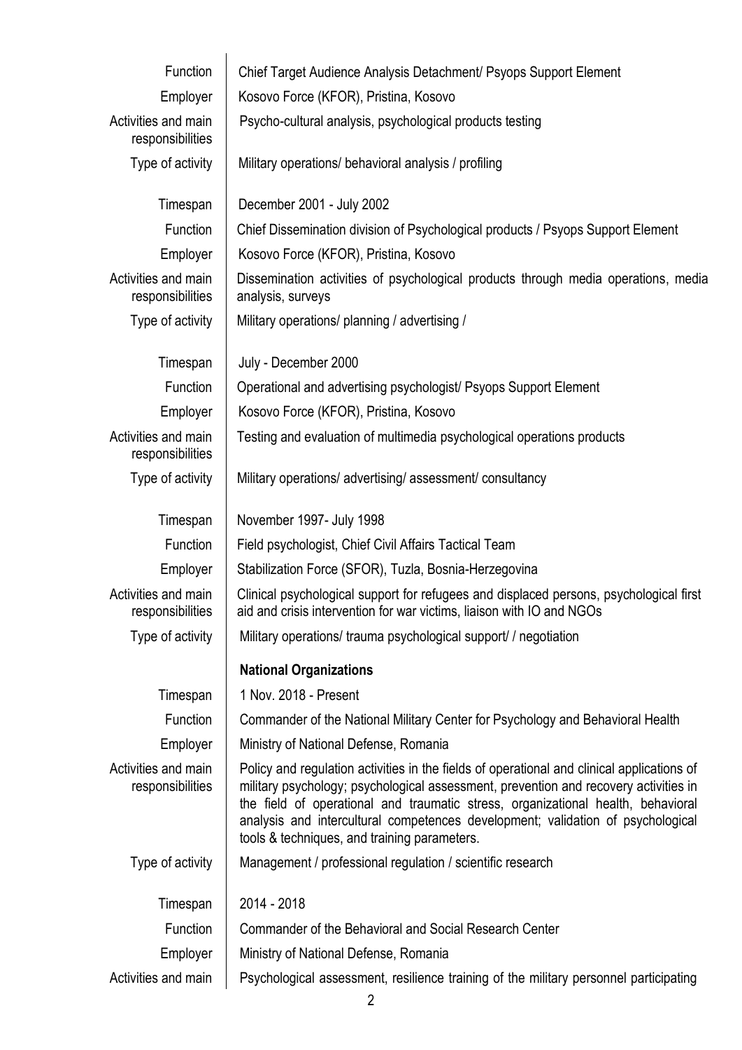| | |
|---|---|
| Function | Chief Target Audience Analysis Detachment/ Psyops Support Element |
| Employer | Kosovo Force (KFOR), Pristina, Kosovo |
| Activities and main responsibilities | Psycho-cultural analysis, psychological products testing |
| Type of activity | Military operations/ behavioral analysis / profiling |
| | |
| Timespan | December 2001 - July 2002 |
| Function | Chief Dissemination division of Psychological products / Psyops Support Element |
| Employer | Kosovo Force (KFOR), Pristina, Kosovo |
| Activities and main responsibilities | Dissemination activities of psychological products through media operations, media analysis, surveys |
| Type of activity | Military operations/ planning / advertising / |
| | |
| Timespan | July - December 2000 |
| Function | Operational and advertising psychologist/ Psyops Support Element |
| Employer | Kosovo Force (KFOR), Pristina, Kosovo |
| Activities and main responsibilities | Testing and evaluation of multimedia psychological operations products |
| Type of activity | Military operations/ advertising/ assessment/ consultancy |
| | |
| Timespan | November 1997- July 1998 |
| Function | Field psychologist, Chief Civil Affairs Tactical Team |
| Employer | Stabilization Force (SFOR), Tuzla, Bosnia-Herzegovina |
| Activities and main responsibilities | Clinical psychological support for refugees and displaced persons, psychological first aid and crisis intervention for war victims, liaison with IO and NGOs |
| Type of activity | Military operations/ trauma psychological support/ / negotiation |
| | **National Organizations** |
| Timespan | 1 Nov. 2018 - Present |
| Function | Commander of the National Military Center for Psychology and Behavioral Health |
| Employer | Ministry of National Defense, Romania |
| Activities and main responsibilities | Policy and regulation activities in the fields of operational and clinical applications of military psychology; psychological assessment, prevention and recovery activities in the field of operational and traumatic stress, organizational health, behavioral analysis and intercultural competences development; validation of psychological tools & techniques, and training parameters. |
| Type of activity | Management / professional regulation / scientific research |
| | |
| Timespan | 2014 - 2018 |
| Function | Commander of the Behavioral and Social Research Center |
| Employer | Ministry of National Defense, Romania |
| Activities and main | Psychological assessment, resilience training of the military personnel participating |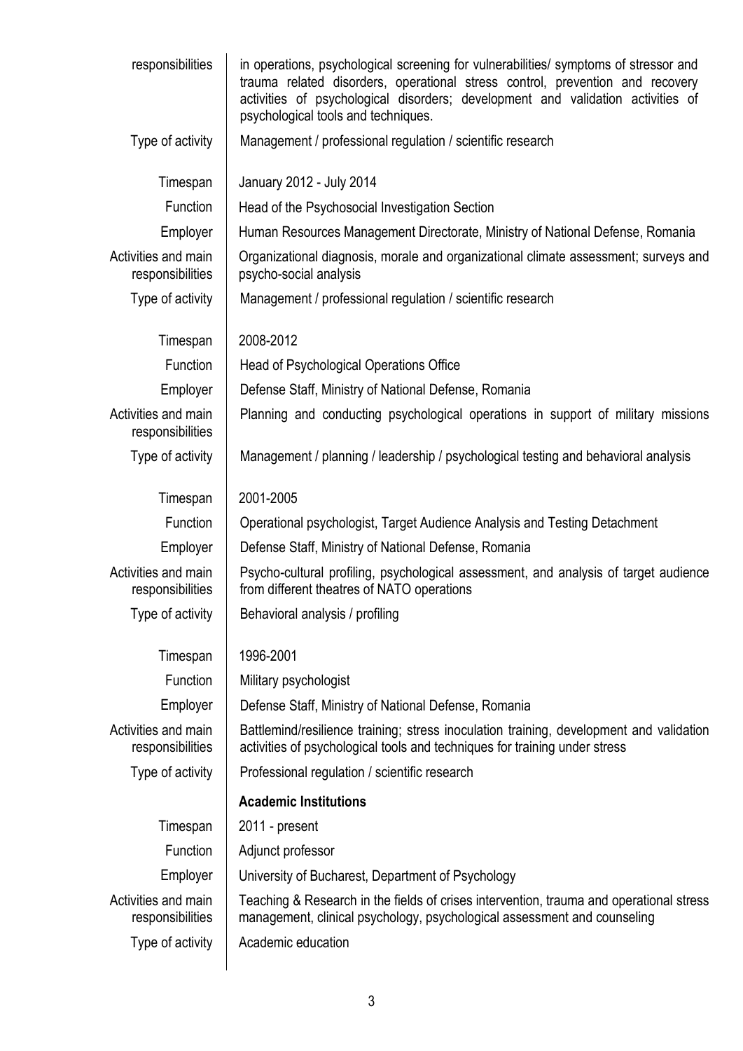| | |
|---|---|
| responsibilities | in operations, psychological screening for vulnerabilities/ symptoms of stressor and trauma related disorders, operational stress control, prevention and recovery activities of psychological disorders; development and validation activities of psychological tools and techniques. |
| Type of activity | Management / professional regulation / scientific research |
| | |
| Timespan | January 2012 - July 2014 |
| Function | Head of the Psychosocial Investigation Section |
| Employer | Human Resources Management Directorate, Ministry of National Defense, Romania |
| Activities and main responsibilities | Organizational diagnosis, morale and organizational climate assessment; surveys and psycho-social analysis |
| Type of activity | Management / professional regulation / scientific research |
| | |
| Timespan | 2008-2012 |
| Function | Head of Psychological Operations Office |
| Employer | Defense Staff, Ministry of National Defense, Romania |
| Activities and main responsibilities | Planning and conducting psychological operations in support of military missions |
| Type of activity | Management / planning / leadership / psychological testing and behavioral analysis |
| | |
| Timespan | 2001-2005 |
| Function | Operational psychologist, Target Audience Analysis and Testing Detachment |
| Employer | Defense Staff, Ministry of National Defense, Romania |
| Activities and main responsibilities | Psycho-cultural profiling, psychological assessment, and analysis of target audience from different theatres of NATO operations |
| Type of activity | Behavioral analysis / profiling |
| | |
| Timespan | 1996-2001 |
| Function | Military psychologist |
| Employer | Defense Staff, Ministry of National Defense, Romania |
| Activities and main responsibilities | Battlemind/resilience training; stress inoculation training, development and validation activities of psychological tools and techniques for training under stress |
| Type of activity | Professional regulation / scientific research |
| | **Academic Institutions** |
| Timespan | 2011 - present |
| Function | Adjunct professor |
| Employer | University of Bucharest, Department of Psychology |
| Activities and main responsibilities | Teaching & Research in the fields of crises intervention, trauma and operational stress management, clinical psychology, psychological assessment and counseling |
| Type of activity | Academic education |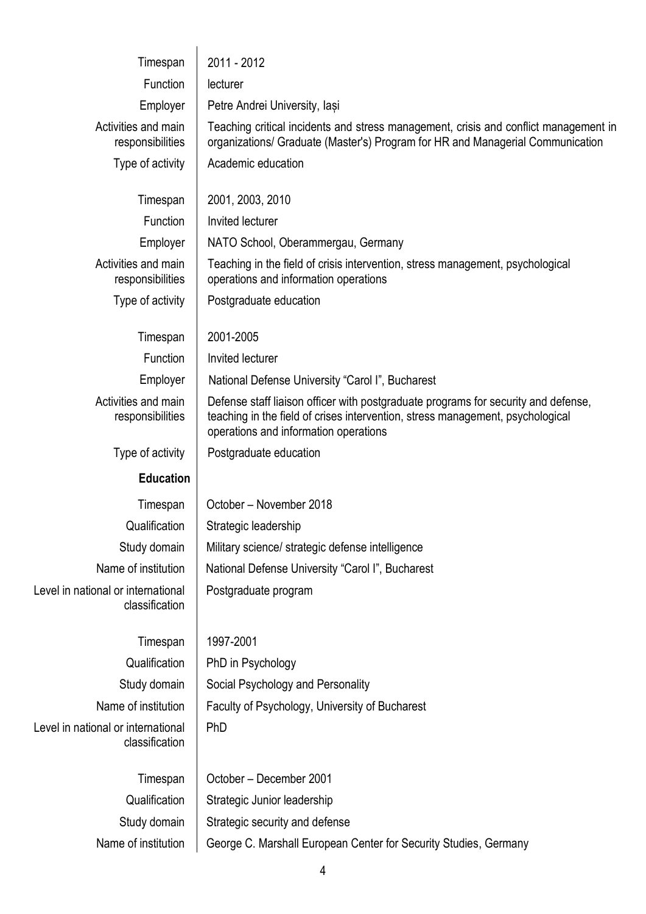| | |
|---|---|
| Timespan | 2011 - 2012 |
| Function | lecturer |
| Employer | Petre Andrei University, Iași |
| Activities and main responsibilities | Teaching critical incidents and stress management, crisis and conflict management in organizations/ Graduate (Master's) Program for HR and Managerial Communication |
| Type of activity | Academic education |
| | |
| Timespan | 2001, 2003, 2010 |
| Function | Invited lecturer |
| Employer | NATO School, Oberammergau, Germany |
| Activities and main responsibilities | Teaching in the field of crisis intervention, stress management, psychological operations and information operations |
| Type of activity | Postgraduate education |
| | |
| Timespan | 2001-2005 |
| Function | Invited lecturer |
| Employer | National Defense University "Carol I", Bucharest |
| Activities and main responsibilities | Defense staff liaison officer with postgraduate programs for security and defense, teaching in the field of crises intervention, stress management, psychological operations and information operations |
| Type of activity | Postgraduate education |

## Education

| | |
|---|---|
| Timespan | October – November 2018 |
| Qualification | Strategic leadership |
| Study domain | Military science/ strategic defense intelligence |
| Name of institution | National Defense University "Carol I", Bucharest |
| Level in national or international classification | Postgraduate program |
| | |
| Timespan | 1997-2001 |
| Qualification | PhD in Psychology |
| Study domain | Social Psychology and Personality |
| Name of institution | Faculty of Psychology, University of Bucharest |
| Level in national or international classification | PhD |
| | |
| Timespan | October – December 2001 |
| Qualification | Strategic Junior leadership |
| Study domain | Strategic security and defense |
| Name of institution | George C. Marshall European Center for Security Studies, Germany |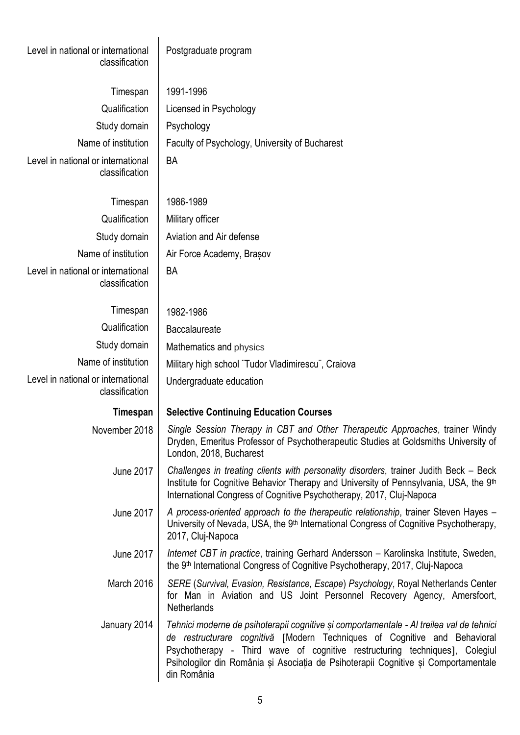| | |
|---|---|
| Level in national or international classification | Postgraduate program |
| Timespan | 1991-1996 |
| Qualification | Licensed in Psychology |
| Study domain | Psychology |
| Name of institution | Faculty of Psychology, University of Bucharest |
| Level in national or international classification | BA |
| Timespan | 1986-1989 |
| Qualification | Military officer |
| Study domain | Aviation and Air defense |
| Name of institution | Air Force Academy, Brașov |
| Level in national or international classification | BA |
| Timespan | 1982-1986 |
| Qualification | Baccalaureate |
| Study domain | Mathematics and physics |
| Name of institution | Military high school ¨Tudor Vladimirescu¨, Craiova |
| Level in national or international classification | Undergraduate education |
| **Timespan** | **Selective Continuing Education Courses** |
| November 2018 | *Single Session Therapy in CBT and Other Therapeutic Approaches*, trainer Windy Dryden, Emeritus Professor of Psychotherapeutic Studies at Goldsmiths University of London, 2018, Bucharest |
| June 2017 | *Challenges in treating clients with personality disorders*, trainer Judith Beck – Beck Institute for Cognitive Behavior Therapy and University of Pennsylvania, USA, the 9th International Congress of Cognitive Psychotherapy, 2017, Cluj-Napoca |
| June 2017 | *A process-oriented approach to the therapeutic relationship*, trainer Steven Hayes – University of Nevada, USA, the 9th International Congress of Cognitive Psychotherapy, 2017, Cluj-Napoca |
| June 2017 | *Internet CBT in practice*, training Gerhard Andersson – Karolinska Institute, Sweden, the 9th International Congress of Cognitive Psychotherapy, 2017, Cluj-Napoca |
| March 2016 | *SERE* (*Survival, Evasion, Resistance, Escape*) *Psychology*, Royal Netherlands Center for Man in Aviation and US Joint Personnel Recovery Agency, Amersfoort, Netherlands |
| January 2014 | *Tehnici moderne de psihoterapii cognitive și comportamentale - Al treilea val de tehnici de restructurare cognitivă* [Modern Techniques of Cognitive and Behavioral Psychotherapy - Third wave of cognitive restructuring techniques], Colegiul Psihologilor din România și Asociația de Psihoterapii Cognitive și Comportamentale din România |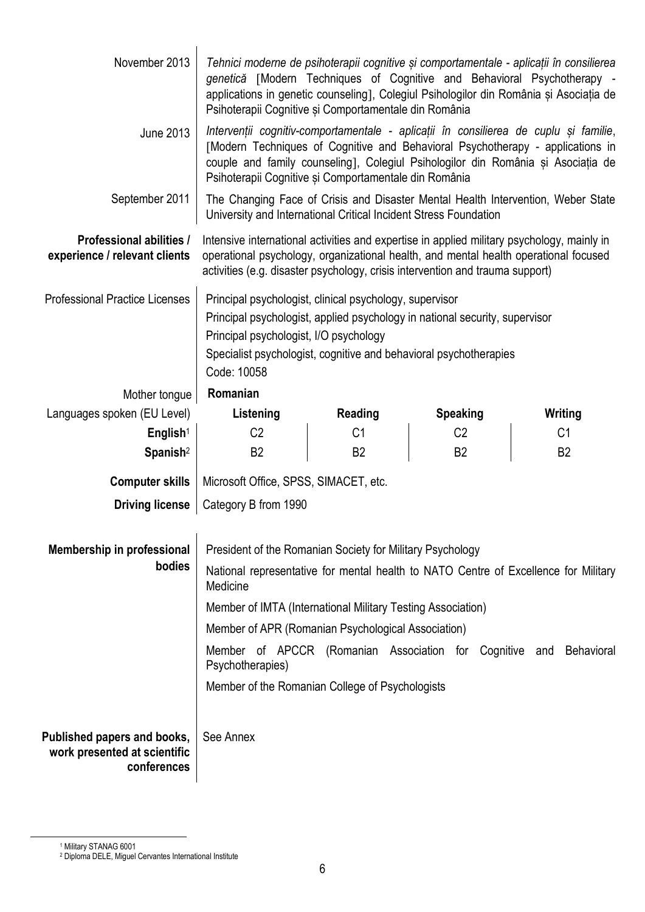| | |
|---|---|
| November 2013 | *Tehnici moderne de psihoterapii cognitive și comportamentale - aplicații în consilierea genetică* [Modern Techniques of Cognitive and Behavioral Psychotherapy - applications in genetic counseling], Colegiul Psihologilor din România și Asociația de Psihoterapii Cognitive și Comportamentale din România |
| June 2013 | *Intervenții cognitiv-comportamentale - aplicații în consilierea de cuplu și familie*, [Modern Techniques of Cognitive and Behavioral Psychotherapy - applications in couple and family counseling], Colegiul Psihologilor din România și Asociația de Psihoterapii Cognitive și Comportamentale din România |
| September 2011 | The Changing Face of Crisis and Disaster Mental Health Intervention, Weber State University and International Critical Incident Stress Foundation |
| **Professional abilities / experience / relevant clients** | Intensive international activities and expertise in applied military psychology, mainly in operational psychology, organizational health, and mental health operational focused activities (e.g. disaster psychology, crisis intervention and trauma support) |
| Professional Practice Licenses | Principal psychologist, clinical psychology, supervisor<br>Principal psychologist, applied psychology in national security, supervisor<br>Principal psychologist, I/O psychology<br>Specialist psychologist, cognitive and behavioral psychotherapies<br>Code: 10058 |
| Mother tongue | **Romanian** |

| Languages spoken (EU Level) | Listening | Reading | Speaking | Writing |
|---|---|---|---|---|
| **English**[1] | C2 | C1 | C2 | C1 |
| **Spanish**[2] | B2 | B2 | B2 | B2 |

| | |
|---|---|
| **Computer skills** | Microsoft Office, SPSS, SIMACET, etc. |
| **Driving license** | Category B from 1990 |
| **Membership in professional bodies** | President of the Romanian Society for Military Psychology<br>National representative for mental health to NATO Centre of Excellence for Military Medicine<br>Member of IMTA (International Military Testing Association)<br>Member of APR (Romanian Psychological Association)<br>Member of APCCR (Romanian Association for Cognitive and Behavioral Psychotherapies)<br>Member of the Romanian College of Psychologists |
| **Published papers and books, work presented at scientific conferences** | See Annex |

[1] Military STANAG 6001
[2] Diploma DELE, Miguel Cervantes International Institute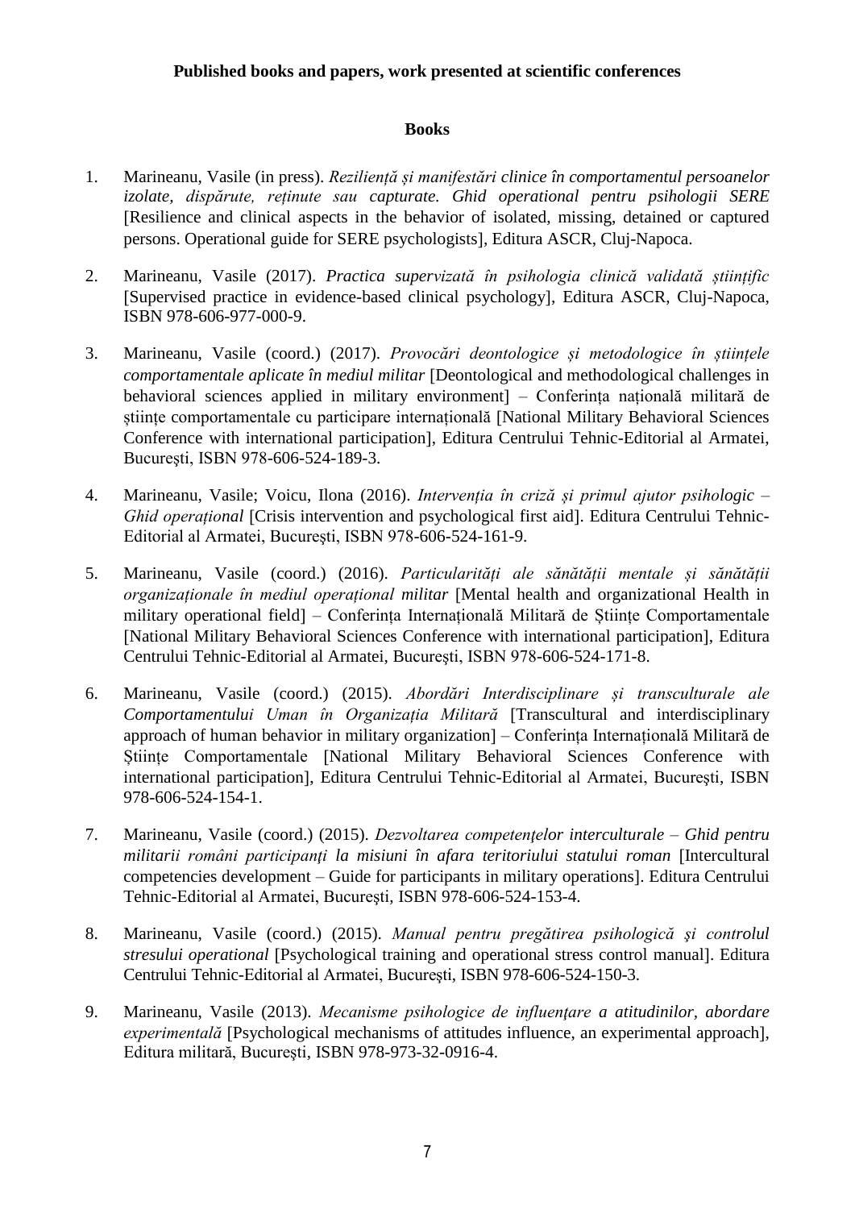**Published books and papers, work presented at scientific conferences**

**Books**

1. Marineanu, Vasile (in press). *Reziliență și manifestări clinice în comportamentul persoanelor izolate, dispărute, reținute sau capturate. Ghid operational pentru psihologii SERE* [Resilience and clinical aspects in the behavior of isolated, missing, detained or captured persons. Operational guide for SERE psychologists], Editura ASCR, Cluj-Napoca.

2. Marineanu, Vasile (2017). *Practica supervizată în psihologia clinică validată științific* [Supervised practice in evidence-based clinical psychology], Editura ASCR, Cluj-Napoca, ISBN 978-606-977-000-9.

3. Marineanu, Vasile (coord.) (2017). *Provocări deontologice și metodologice în științele comportamentale aplicate în mediul militar* [Deontological and methodological challenges in behavioral sciences applied in military environment] – Conferința națională militară de științe comportamentale cu participare internațională [National Military Behavioral Sciences Conference with international participation], Editura Centrului Tehnic-Editorial al Armatei, Bucureşti, ISBN 978-606-524-189-3.

4. Marineanu, Vasile; Voicu, Ilona (2016). *Intervenția în criză și primul ajutor psihologic – Ghid operațional* [Crisis intervention and psychological first aid]. Editura Centrului Tehnic-Editorial al Armatei, Bucureşti, ISBN 978-606-524-161-9.

5. Marineanu, Vasile (coord.) (2016). *Particularități ale sănătății mentale și sănătății organizaționale în mediul operațional militar* [Mental health and organizational Health in military operational field] – Conferința Internațională Militară de Științe Comportamentale [National Military Behavioral Sciences Conference with international participation], Editura Centrului Tehnic-Editorial al Armatei, Bucureşti, ISBN 978-606-524-171-8.

6. Marineanu, Vasile (coord.) (2015). *Abordări Interdisciplinare și transculturale ale Comportamentului Uman în Organizația Militară* [Transcultural and interdisciplinary approach of human behavior in military organization] – Conferința Internațională Militară de Științe Comportamentale [National Military Behavioral Sciences Conference with international participation], Editura Centrului Tehnic-Editorial al Armatei, Bucureşti, ISBN 978-606-524-154-1.

7. Marineanu, Vasile (coord.) (2015). *Dezvoltarea competenţelor interculturale – Ghid pentru militarii români participanţi la misiuni în afara teritoriului statului roman* [Intercultural competencies development – Guide for participants in military operations]. Editura Centrului Tehnic-Editorial al Armatei, Bucureşti, ISBN 978-606-524-153-4.

8. Marineanu, Vasile (coord.) (2015). *Manual pentru pregătirea psihologică şi controlul stresului operational* [Psychological training and operational stress control manual]. Editura Centrului Tehnic-Editorial al Armatei, Bucureşti, ISBN 978-606-524-150-3.

9. Marineanu, Vasile (2013). *Mecanisme psihologice de influenţare a atitudinilor, abordare experimentală* [Psychological mechanisms of attitudes influence, an experimental approach], Editura militară, Bucureşti, ISBN 978-973-32-0916-4.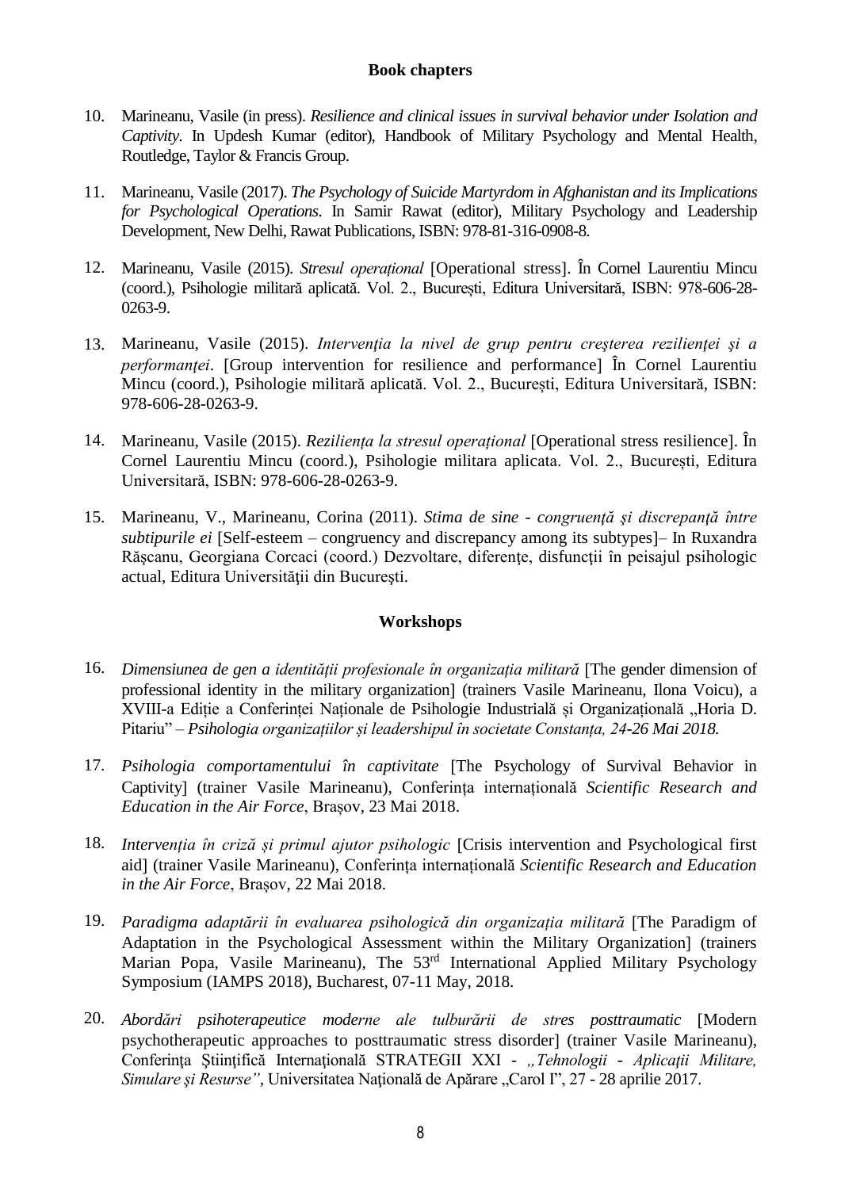### Book chapters

10. Marineanu, Vasile (in press). *Resilience and clinical issues in survival behavior under Isolation and Captivity*. In Updesh Kumar (editor), Handbook of Military Psychology and Mental Health, Routledge, Taylor & Francis Group.

11. Marineanu, Vasile (2017). *The Psychology of Suicide Martyrdom in Afghanistan and its Implications for Psychological Operations*. In Samir Rawat (editor), Military Psychology and Leadership Development, New Delhi, Rawat Publications, ISBN: 978-81-316-0908-8.

12. Marineanu, Vasile (2015). *Stresul operațional* [Operational stress]. În Cornel Laurentiu Mincu (coord.), Psihologie militară aplicată. Vol. 2., București, Editura Universitară, ISBN: 978-606-28-0263-9.

13. Marineanu, Vasile (2015). *Intervenţia la nivel de grup pentru creşterea rezilienţei şi a performanţei*. [Group intervention for resilience and performance] În Cornel Laurentiu Mincu (coord.), Psihologie militară aplicată. Vol. 2., București, Editura Universitară, ISBN: 978-606-28-0263-9.

14. Marineanu, Vasile (2015). *Reziliența la stresul operațional* [Operational stress resilience]. În Cornel Laurentiu Mincu (coord.), Psihologie militara aplicata. Vol. 2., București, Editura Universitară, ISBN: 978-606-28-0263-9.

15. Marineanu, V., Marineanu, Corina (2011). *Stima de sine - congruenţă şi discrepanţă între subtipurile ei* [Self-esteem – congruency and discrepancy among its subtypes]– In Ruxandra Răşcanu, Georgiana Corcaci (coord.) Dezvoltare, diferenţe, disfuncţii în peisajul psihologic actual, Editura Universităţii din Bucureşti.

### Workshops

16. *Dimensiunea de gen a identității profesionale în organizația militară* [The gender dimension of professional identity in the military organization] (trainers Vasile Marineanu, Ilona Voicu), a XVIII-a Ediție a Conferinței Naționale de Psihologie Industrială și Organizațională „Horia D. Pitariu" – *Psihologia organizațiilor și leadershipul în societate Constanța, 24-26 Mai 2018.*

17. *Psihologia comportamentului în captivitate* [The Psychology of Survival Behavior in Captivity] (trainer Vasile Marineanu), Conferința internațională *Scientific Research and Education in the Air Force*, Brașov, 23 Mai 2018.

18. *Intervenția în criză și primul ajutor psihologic* [Crisis intervention and Psychological first aid] (trainer Vasile Marineanu), Conferința internațională *Scientific Research and Education in the Air Force*, Brașov, 22 Mai 2018.

19. *Paradigma adaptării în evaluarea psihologică din organizația militară* [The Paradigm of Adaptation in the Psychological Assessment within the Military Organization] (trainers Marian Popa, Vasile Marineanu), The 53rd International Applied Military Psychology Symposium (IAMPS 2018), Bucharest, 07-11 May, 2018.

20. *Abordări psihoterapeutice moderne ale tulburării de stres posttraumatic* [Modern psychotherapeutic approaches to posttraumatic stress disorder] (trainer Vasile Marineanu), Conferința Ştiinţifică Internaţională STRATEGII XXI - *„Tehnologii - Aplicaţii Militare, Simulare şi Resurse"*, Universitatea Naţională de Apărare „Carol I", 27 - 28 aprilie 2017.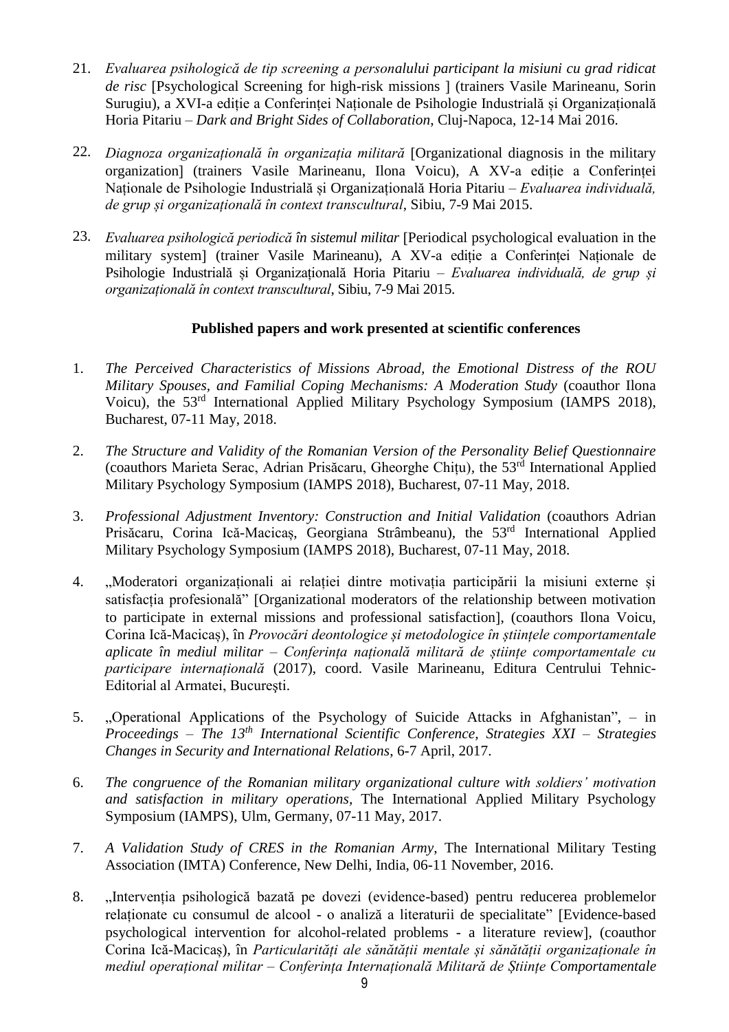21. *Evaluarea psihologică de tip screening a personalului participant la misiuni cu grad ridicat de risc* [Psychological Screening for high-risk missions ] (trainers Vasile Marineanu, Sorin Surugiu), a XVI-a ediție a Conferinței Naționale de Psihologie Industrială și Organizațională Horia Pitariu – *Dark and Bright Sides of Collaboration*, Cluj-Napoca, 12-14 Mai 2016.

22. *Diagnoza organizațională în organizația militară* [Organizational diagnosis in the military organization] (trainers Vasile Marineanu, Ilona Voicu), A XV-a ediție a Conferinței Naționale de Psihologie Industrială și Organizațională Horia Pitariu – *Evaluarea individuală, de grup și organizațională în context transcultural*, Sibiu, 7-9 Mai 2015.

23. *Evaluarea psihologică periodică în sistemul militar* [Periodical psychological evaluation in the military system] (trainer Vasile Marineanu), A XV-a ediție a Conferinței Naționale de Psihologie Industrială și Organizațională Horia Pitariu – *Evaluarea individuală, de grup și organizațională în context transcultural*, Sibiu, 7-9 Mai 2015.

**Published papers and work presented at scientific conferences**

1. *The Perceived Characteristics of Missions Abroad, the Emotional Distress of the ROU Military Spouses, and Familial Coping Mechanisms: A Moderation Study* (coauthor Ilona Voicu), the 53rd International Applied Military Psychology Symposium (IAMPS 2018), Bucharest, 07-11 May, 2018.

2. *The Structure and Validity of the Romanian Version of the Personality Belief Questionnaire* (coauthors Marieta Serac, Adrian Prisăcaru, Gheorghe Chițu), the 53rd International Applied Military Psychology Symposium (IAMPS 2018), Bucharest, 07-11 May, 2018.

3. *Professional Adjustment Inventory: Construction and Initial Validation* (coauthors Adrian Prisăcaru, Corina Ică-Macicaș, Georgiana Strâmbeanu), the 53rd International Applied Military Psychology Symposium (IAMPS 2018), Bucharest, 07-11 May, 2018.

4. „Moderatori organizaționali ai relației dintre motivația participării la misiuni externe și satisfacția profesională" [Organizational moderators of the relationship between motivation to participate in external missions and professional satisfaction], (coauthors Ilona Voicu, Corina Ică-Macicaș), în *Provocări deontologice și metodologice în științele comportamentale aplicate în mediul militar – Conferința națională militară de științe comportamentale cu participare internațională* (2017), coord. Vasile Marineanu, Editura Centrului Tehnic-Editorial al Armatei, București.

5. „Operational Applications of the Psychology of Suicide Attacks in Afghanistan", – in *Proceedings – The 13th International Scientific Conference, Strategies XXI – Strategies Changes in Security and International Relations*, 6-7 April, 2017.

6. *The congruence of the Romanian military organizational culture with soldiers' motivation and satisfaction in military operations*, The International Applied Military Psychology Symposium (IAMPS), Ulm, Germany, 07-11 May, 2017.

7. *A Validation Study of CRES in the Romanian Army*, The International Military Testing Association (IMTA) Conference, New Delhi, India, 06-11 November, 2016.

8. „Intervenția psihologică bazată pe dovezi (evidence-based) pentru reducerea problemelor relaționate cu consumul de alcool - o analiză a literaturii de specialitate" [Evidence-based psychological intervention for alcohol-related problems - a literature review], (coauthor Corina Ică-Macicaș), în *Particularități ale sănătății mentale și sănătății organizaționale în mediul operațional militar – Conferința Internațională Militară de Științe Comportamentale*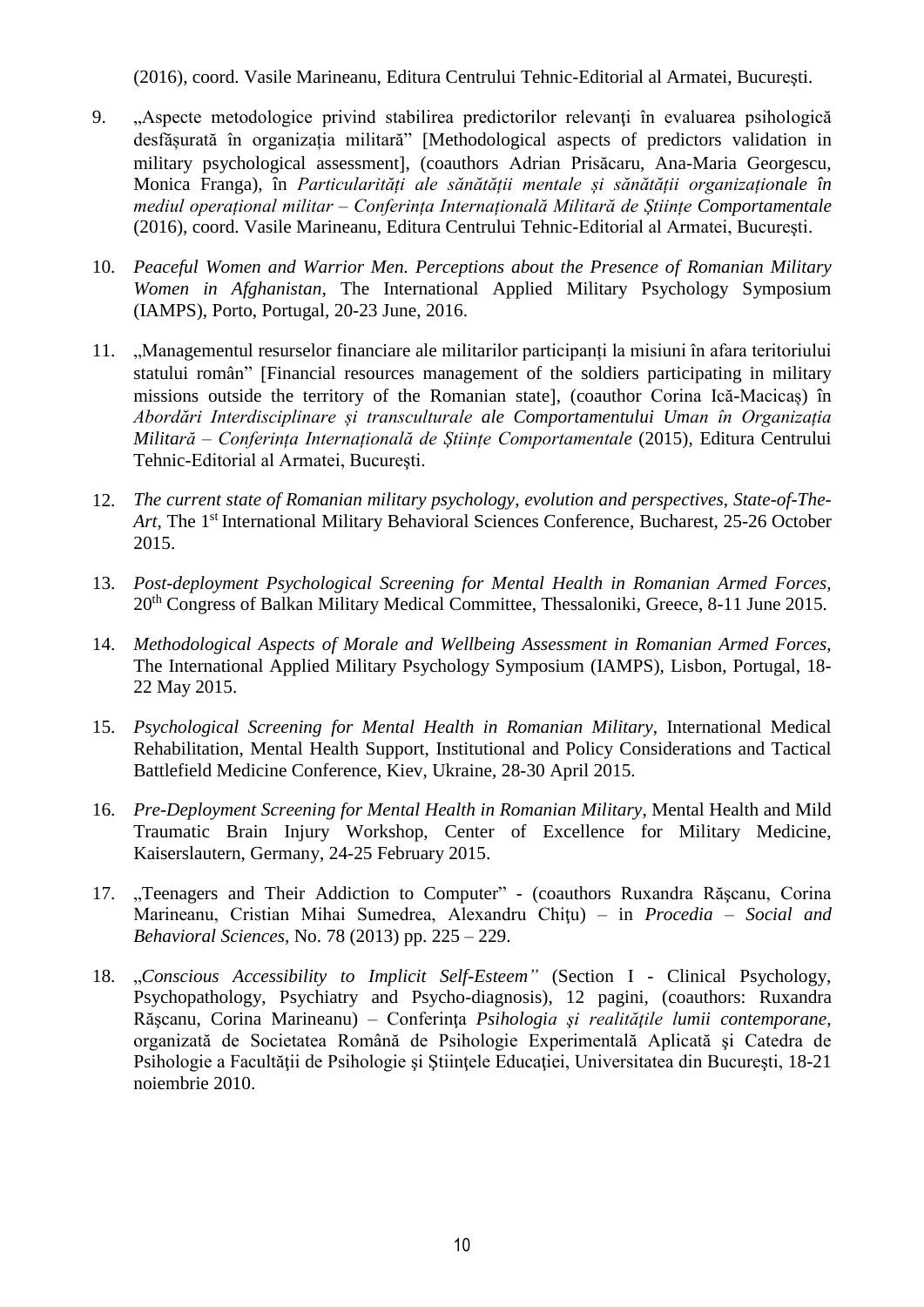(2016), coord. Vasile Marineanu, Editura Centrului Tehnic-Editorial al Armatei, Bucureşti.

9. „Aspecte metodologice privind stabilirea predictorilor relevanți în evaluarea psihologică desfășurată în organizația militară" [Methodological aspects of predictors validation in military psychological assessment], (coauthors Adrian Prisăcaru, Ana-Maria Georgescu, Monica Franga), în *Particularități ale sănătății mentale și sănătății organizaționale în mediul operațional militar – Conferința Internațională Militară de Științe Comportamentale* (2016), coord. Vasile Marineanu, Editura Centrului Tehnic-Editorial al Armatei, Bucureşti.

10. *Peaceful Women and Warrior Men. Perceptions about the Presence of Romanian Military Women in Afghanistan*, The International Applied Military Psychology Symposium (IAMPS), Porto, Portugal, 20-23 June, 2016.

11. „Managementul resurselor financiare ale militarilor participanți la misiuni în afara teritoriului statului român" [Financial resources management of the soldiers participating in military missions outside the territory of the Romanian state], (coauthor Corina Ică-Macicaș) în *Abordări Interdisciplinare și transculturale ale Comportamentului Uman în Organizația Militară – Conferința Internațională de Științe Comportamentale* (2015), Editura Centrului Tehnic-Editorial al Armatei, Bucureşti.

12. *The current state of Romanian military psychology, evolution and perspectives*, *State-of-The-Art*, The 1st International Military Behavioral Sciences Conference, Bucharest, 25-26 October 2015.

13. *Post-deployment Psychological Screening for Mental Health in Romanian Armed Forces*, 20th Congress of Balkan Military Medical Committee, Thessaloniki, Greece, 8-11 June 2015.

14. *Methodological Aspects of Morale and Wellbeing Assessment in Romanian Armed Forces*, The International Applied Military Psychology Symposium (IAMPS), Lisbon, Portugal, 18-22 May 2015.

15. *Psychological Screening for Mental Health in Romanian Military*, International Medical Rehabilitation, Mental Health Support, Institutional and Policy Considerations and Tactical Battlefield Medicine Conference, Kiev, Ukraine, 28-30 April 2015.

16. *Pre-Deployment Screening for Mental Health in Romanian Military*, Mental Health and Mild Traumatic Brain Injury Workshop, Center of Excellence for Military Medicine, Kaiserslautern, Germany, 24-25 February 2015.

17. „Teenagers and Their Addiction to Computer" - (coauthors Ruxandra Răşcanu, Corina Marineanu, Cristian Mihai Sumedrea, Alexandru Chiţu) – in *Procedia – Social and Behavioral Sciences*, No. 78 (2013) pp. 225 – 229.

18. „*Conscious Accessibility to Implicit Self-Esteem"* (Section I - Clinical Psychology, Psychopathology, Psychiatry and Psycho-diagnosis), 12 pagini, (coauthors: Ruxandra Răşcanu, Corina Marineanu) – Conferinţa *Psihologia şi realităţile lumii contemporane*, organizată de Societatea Română de Psihologie Experimentală Aplicată şi Catedra de Psihologie a Facultăţii de Psihologie şi Ştiinţele Educaţiei, Universitatea din Bucureşti, 18-21 noiembrie 2010.